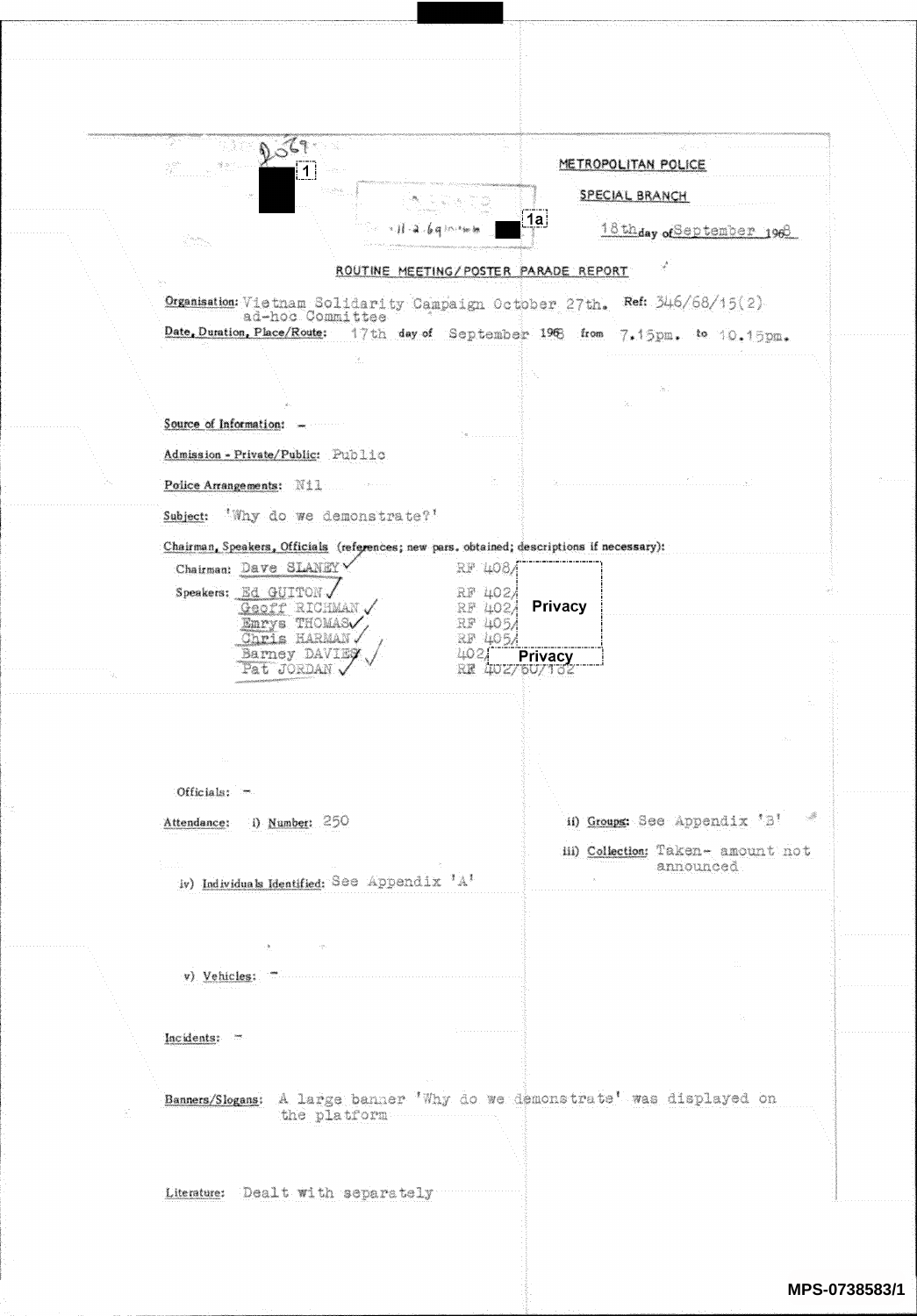2069 [1]

METROPOLITAN POLICE

SPECIAL BRANCH

[1a]

18th day of September 1968

## ROUTINE MEETING/POSTER PARADE REPORT

**Organisation:** Vietnam Solidarity Campaign October 27th. ad-hoc Committee **Ref:** 346/68/15(2)

**Date, Duration, Place/Route:** 17th day of September 1968 from 7.15pm. to 10.15pm.

**Source of Information:** –

**Admission - Private/Public:** Public

**Police Arrangements:** Nil

**Subject:** 'Why do we demonstrate?'

**Chairman, Speakers, Officials** (references; new pars. obtained; descriptions if necessary):

Chairman: Dave SLANEY ✓ RF 408/ Privacy

Speakers:
- Ed GUITON ✓ RF 402/ Privacy
- Geoff RICHMAN ✓ RF 402/ Privacy
- Emrys THOMAS ✓ RF 405/ Privacy
- Chris HARMAN ✓ RF 405/ Privacy
- Barney DAVIES ✓ 402/ Privacy
- Pat JORDAN ✓ RF 402/60/132

Officials: –

**Attendance:** i) **Number:** 250

ii) **Groups:** See Appendix 'B'

iii) **Collection:** Taken- amount not announced

iv) **Individuals Identified:** See Appendix 'A'

v) **Vehicles:** –

**Incidents:** –

**Banners/Slogans:** A large banner 'Why do we demonstrate' was displayed on the platform

**Literature:** Dealt with separately

MPS-0738583/1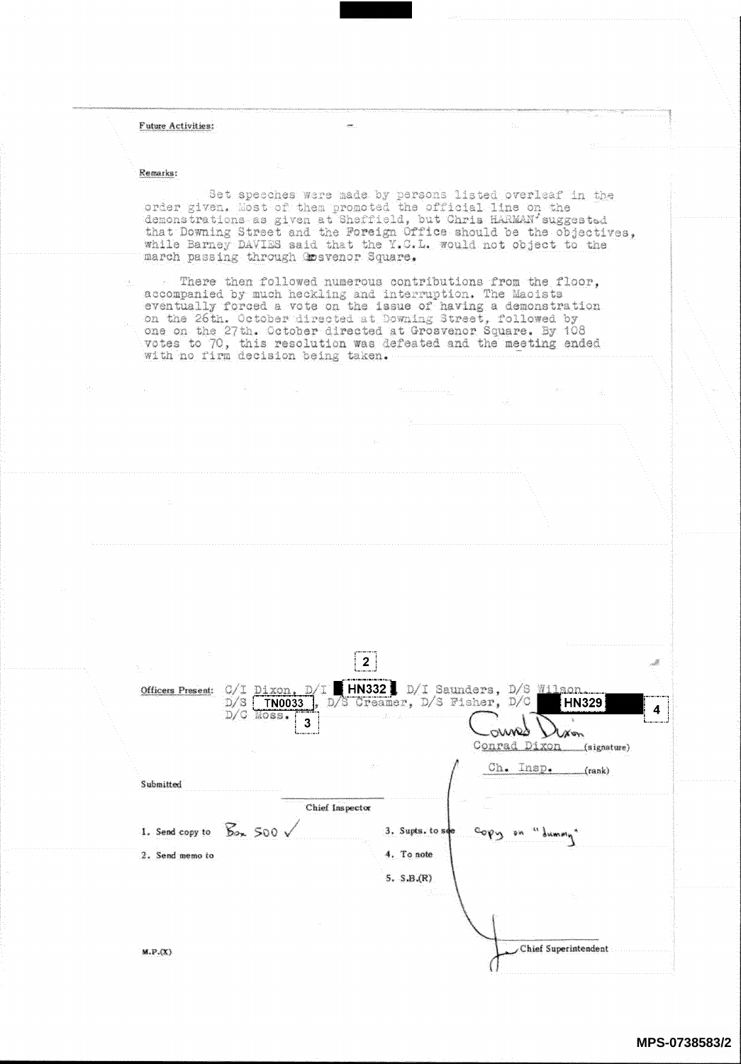**Future Activities:** -

**Remarks:**

Set speeches were made by persons listed overleaf in the order given. Most of them promoted the official line on the demonstrations as given at Sheffield, but Chris HARMAN suggested that Downing Street and the Foreign Office should be the objectives, while Barney DAVIES said that the Y.C.L. would not object to the march passing through Grosvenor Square.

There then followed numerous contributions from the floor, accompanied by much heckling and interruption. The Maoists eventually forced a vote on the issue of having a demonstration on the 26th. October directed at Downing Street, followed by one on the 27th. October directed at Grosvenor Square. By 108 votes to 70, this resolution was defeated and the meeting ended with no firm decision being taken.

2

**Officers Present:** C/I Dixon, D/I HN332, D/I Saunders, D/S Wilson, D/S TN0033, D/S Creamer, D/S Fisher, D/C HN329 4 D/C Moss. 3

Conrad Dixon (signature)
Conrad Dixon
Ch. Insp. (rank)

Submitted ______________________
Chief Inspector

1. Send copy to Box 500 ✓
2. Send memo to
3. Supts. to see Copy on "dummy"
4. To note
5. S.B.(R)

Chief Superintendent

M.P.(X)

MPS-0738583/2